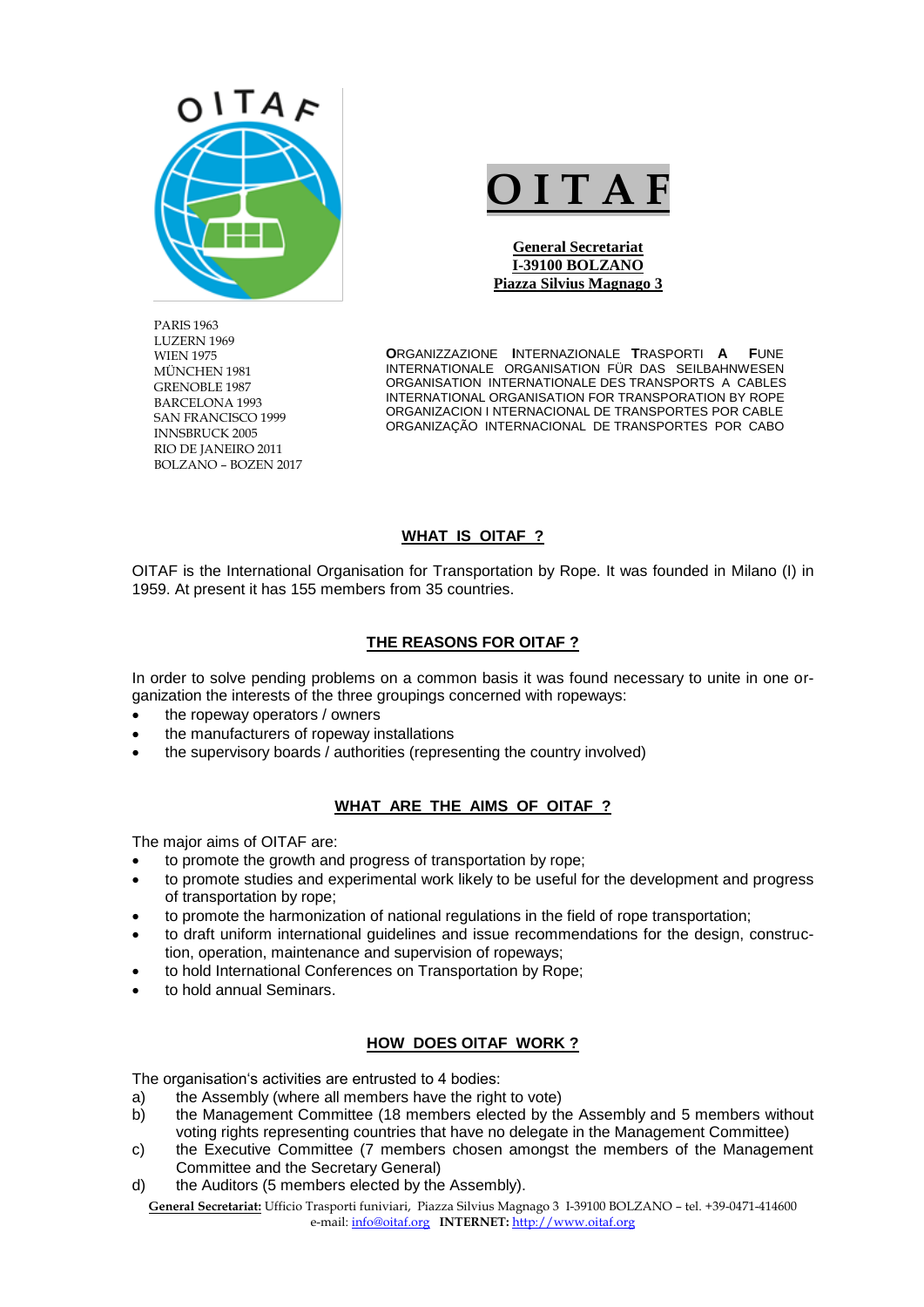# OITAF

**General Secretariat**
**I-39100 BOLZANO**
**Piazza Silvius Magnago 3**

PARIS 1963
LUZERN 1969
WIEN 1975
MÜNCHEN 1981
GRENOBLE 1987
BARCELONA 1993
SAN FRANCISCO 1999
INNSBRUCK 2005
RIO DE JANEIRO 2011
BOLZANO – BOZEN 2017

**O**RGANIZZAZIONE **I**NTERNAZIONALE **T**RASPORTI **A** **F**UNE
INTERNATIONALE ORGANISATION FÜR DAS SEILBAHNWESEN
ORGANISATION INTERNATIONALE DES TRANSPORTS A CABLES
INTERNATIONAL ORGANISATION FOR TRANSPORATION BY ROPE
ORGANIZACION I NTERNACIONAL DE TRANSPORTES POR CABLE
ORGANIZAÇÃO INTERNACIONAL DE TRANSPORTES POR CABO

## WHAT IS OITAF ?

OITAF is the International Organisation for Transportation by Rope. It was founded in Milano (I) in 1959. At present it has 155 members from 35 countries.

## THE REASONS FOR OITAF ?

In order to solve pending problems on a common basis it was found necessary to unite in one organization the interests of the three groupings concerned with ropeways:

- the ropeway operators / owners
- the manufacturers of ropeway installations
- the supervisory boards / authorities (representing the country involved)

## WHAT ARE THE AIMS OF OITAF ?

The major aims of OITAF are:

- to promote the growth and progress of transportation by rope;
- to promote studies and experimental work likely to be useful for the development and progress of transportation by rope;
- to promote the harmonization of national regulations in the field of rope transportation;
- to draft uniform international guidelines and issue recommendations for the design, construction, operation, maintenance and supervision of ropeways;
- to hold International Conferences on Transportation by Rope;
- to hold annual Seminars.

## HOW DOES OITAF WORK ?

The organisation's activities are entrusted to 4 bodies:

a) the Assembly (where all members have the right to vote)
b) the Management Committee (18 members elected by the Assembly and 5 members without voting rights representing countries that have no delegate in the Management Committee)
c) the Executive Committee (7 members chosen amongst the members of the Management Committee and the Secretary General)
d) the Auditors (5 members elected by the Assembly).

**General Secretariat:** Ufficio Trasporti funiviari, Piazza Silvius Magnago 3 I-39100 BOLZANO – tel. +39-0471-414600
e-mail: info@oitaf.org **INTERNET:** http://www.oitaf.org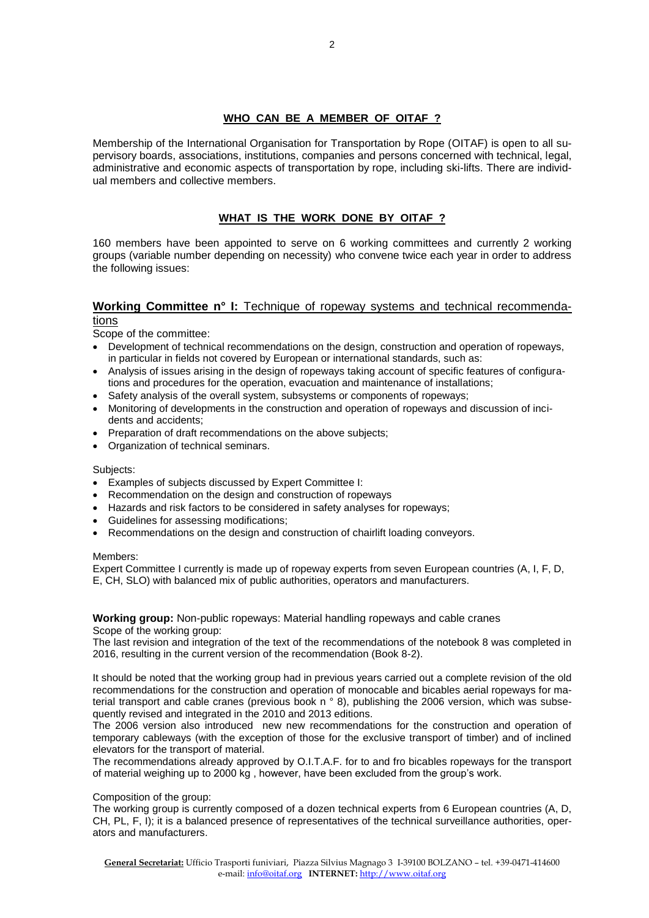## WHO CAN BE A MEMBER OF OITAF ?

Membership of the International Organisation for Transportation by Rope (OITAF) is open to all supervisory boards, associations, institutions, companies and persons concerned with technical, legal, administrative and economic aspects of transportation by rope, including ski-lifts. There are individual members and collective members.

## WHAT IS THE WORK DONE BY OITAF ?

160 members have been appointed to serve on 6 working committees and currently 2 working groups (variable number depending on necessity) who convene twice each year in order to address the following issues:

### **Working Committee n° I:** Technique of ropeway systems and technical recommendations

Scope of the committee:

- Development of technical recommendations on the design, construction and operation of ropeways, in particular in fields not covered by European or international standards, such as:
- Analysis of issues arising in the design of ropeways taking account of specific features of configurations and procedures for the operation, evacuation and maintenance of installations;
- Safety analysis of the overall system, subsystems or components of ropeways;
- Monitoring of developments in the construction and operation of ropeways and discussion of incidents and accidents;
- Preparation of draft recommendations on the above subjects;
- Organization of technical seminars.

Subjects:

- Examples of subjects discussed by Expert Committee I:
- Recommendation on the design and construction of ropeways
- Hazards and risk factors to be considered in safety analyses for ropeways;
- Guidelines for assessing modifications;
- Recommendations on the design and construction of chairlift loading conveyors.

Members:

Expert Committee I currently is made up of ropeway experts from seven European countries (A, I, F, D, E, CH, SLO) with balanced mix of public authorities, operators and manufacturers.

**Working group:** Non-public ropeways: Material handling ropeways and cable cranes

Scope of the working group:

The last revision and integration of the text of the recommendations of the notebook 8 was completed in 2016, resulting in the current version of the recommendation (Book 8-2).

It should be noted that the working group had in previous years carried out a complete revision of the old recommendations for the construction and operation of monocable and bicables aerial ropeways for material transport and cable cranes (previous book n ° 8), publishing the 2006 version, which was subsequently revised and integrated in the 2010 and 2013 editions.

The 2006 version also introduced new new recommendations for the construction and operation of temporary cableways (with the exception of those for the exclusive transport of timber) and of inclined elevators for the transport of material.

The recommendations already approved by O.I.T.A.F. for to and fro bicables ropeways for the transport of material weighing up to 2000 kg , however, have been excluded from the group's work.

Composition of the group:

The working group is currently composed of a dozen technical experts from 6 European countries (A, D, CH, PL, F, I); it is a balanced presence of representatives of the technical surveillance authorities, operators and manufacturers.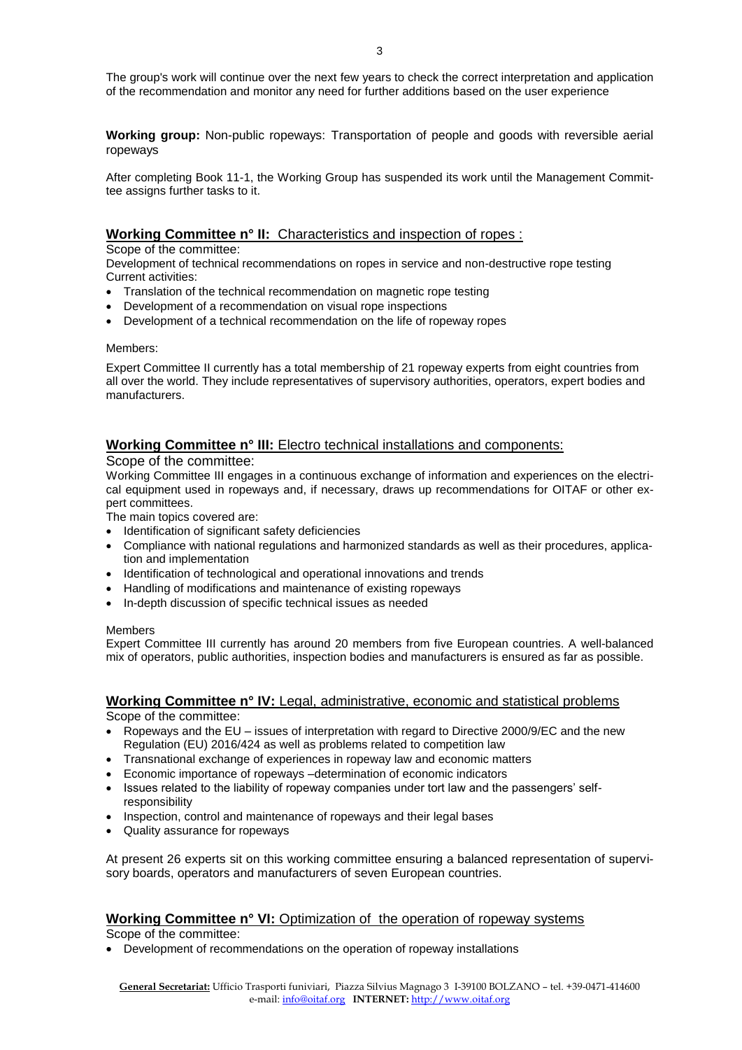The group's work will continue over the next few years to check the correct interpretation and application of the recommendation and monitor any need for further additions based on the user experience

**Working group:** Non-public ropeways: Transportation of people and goods with reversible aerial ropeways

After completing Book 11-1, the Working Group has suspended its work until the Management Committee assigns further tasks to it.

## Working Committee n° II: Characteristics and inspection of ropes :

Scope of the committee:

Development of technical recommendations on ropes in service and non-destructive rope testing

Current activities:

- Translation of the technical recommendation on magnetic rope testing
- Development of a recommendation on visual rope inspections
- Development of a technical recommendation on the life of ropeway ropes

Members:

Expert Committee II currently has a total membership of 21 ropeway experts from eight countries from all over the world. They include representatives of supervisory authorities, operators, expert bodies and manufacturers.

## Working Committee n° III: Electro technical installations and components:

Scope of the committee:

Working Committee III engages in a continuous exchange of information and experiences on the electrical equipment used in ropeways and, if necessary, draws up recommendations for OITAF or other expert committees.

The main topics covered are:

- Identification of significant safety deficiencies
- Compliance with national regulations and harmonized standards as well as their procedures, application and implementation
- Identification of technological and operational innovations and trends
- Handling of modifications and maintenance of existing ropeways
- In-depth discussion of specific technical issues as needed

Members

Expert Committee III currently has around 20 members from five European countries. A well-balanced mix of operators, public authorities, inspection bodies and manufacturers is ensured as far as possible.

## Working Committee n° IV: Legal, administrative, economic and statistical problems

Scope of the committee:

- Ropeways and the EU – issues of interpretation with regard to Directive 2000/9/EC and the new Regulation (EU) 2016/424 as well as problems related to competition law
- Transnational exchange of experiences in ropeway law and economic matters
- Economic importance of ropeways –determination of economic indicators
- Issues related to the liability of ropeway companies under tort law and the passengers' self-responsibility
- Inspection, control and maintenance of ropeways and their legal bases
- Quality assurance for ropeways

At present 26 experts sit on this working committee ensuring a balanced representation of supervisory boards, operators and manufacturers of seven European countries.

## Working Committee n° VI: Optimization of the operation of ropeway systems

Scope of the committee:

- Development of recommendations on the operation of ropeway installations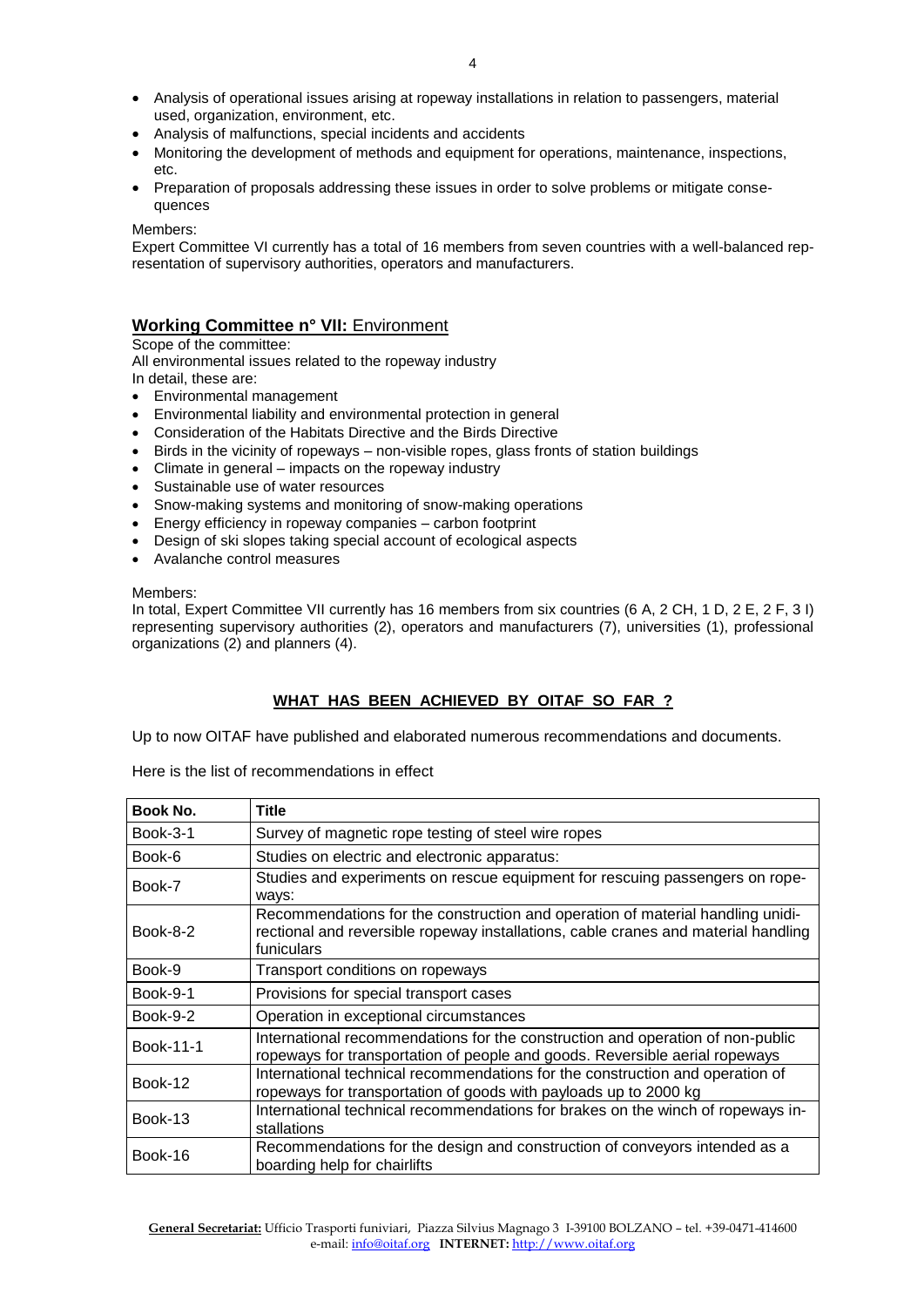- Analysis of operational issues arising at ropeway installations in relation to passengers, material used, organization, environment, etc.
- Analysis of malfunctions, special incidents and accidents
- Monitoring the development of methods and equipment for operations, maintenance, inspections, etc.
- Preparation of proposals addressing these issues in order to solve problems or mitigate consequences

Members:
Expert Committee VI currently has a total of 16 members from seven countries with a well-balanced representation of supervisory authorities, operators and manufacturers.

## **Working Committee n° VII:** Environment

Scope of the committee:
All environmental issues related to the ropeway industry
In detail, these are:

- Environmental management
- Environmental liability and environmental protection in general
- Consideration of the Habitats Directive and the Birds Directive
- Birds in the vicinity of ropeways – non-visible ropes, glass fronts of station buildings
- Climate in general – impacts on the ropeway industry
- Sustainable use of water resources
- Snow-making systems and monitoring of snow-making operations
- Energy efficiency in ropeway companies – carbon footprint
- Design of ski slopes taking special account of ecological aspects
- Avalanche control measures

Members:
In total, Expert Committee VII currently has 16 members from six countries (6 A, 2 CH, 1 D, 2 E, 2 F, 3 I) representing supervisory authorities (2), operators and manufacturers (7), universities (1), professional organizations (2) and planners (4).

## WHAT HAS BEEN ACHIEVED BY OITAF SO FAR ?

Up to now OITAF have published and elaborated numerous recommendations and documents.

Here is the list of recommendations in effect

| Book No. | Title |
|---|---|
| Book-3-1 | Survey of magnetic rope testing of steel wire ropes |
| Book-6 | Studies on electric and electronic apparatus: |
| Book-7 | Studies and experiments on rescue equipment for rescuing passengers on ropeways: |
| Book-8-2 | Recommendations for the construction and operation of material handling unidirectional and reversible ropeway installations, cable cranes and material handling funiculars |
| Book-9 | Transport conditions on ropeways |
| Book-9-1 | Provisions for special transport cases |
| Book-9-2 | Operation in exceptional circumstances |
| Book-11-1 | International recommendations for the construction and operation of non-public ropeways for transportation of people and goods. Reversible aerial ropeways |
| Book-12 | International technical recommendations for the construction and operation of ropeways for transportation of goods with payloads up to 2000 kg |
| Book-13 | International technical recommendations for brakes on the winch of ropeways installations |
| Book-16 | Recommendations for the design and construction of conveyors intended as a boarding help for chairlifts |

**General Secretariat:** Ufficio Trasporti funiviari, Piazza Silvius Magnago 3 I-39100 BOLZANO – tel. +39-0471-414600
e-mail: info@oitaf.org **INTERNET:** http://www.oitaf.org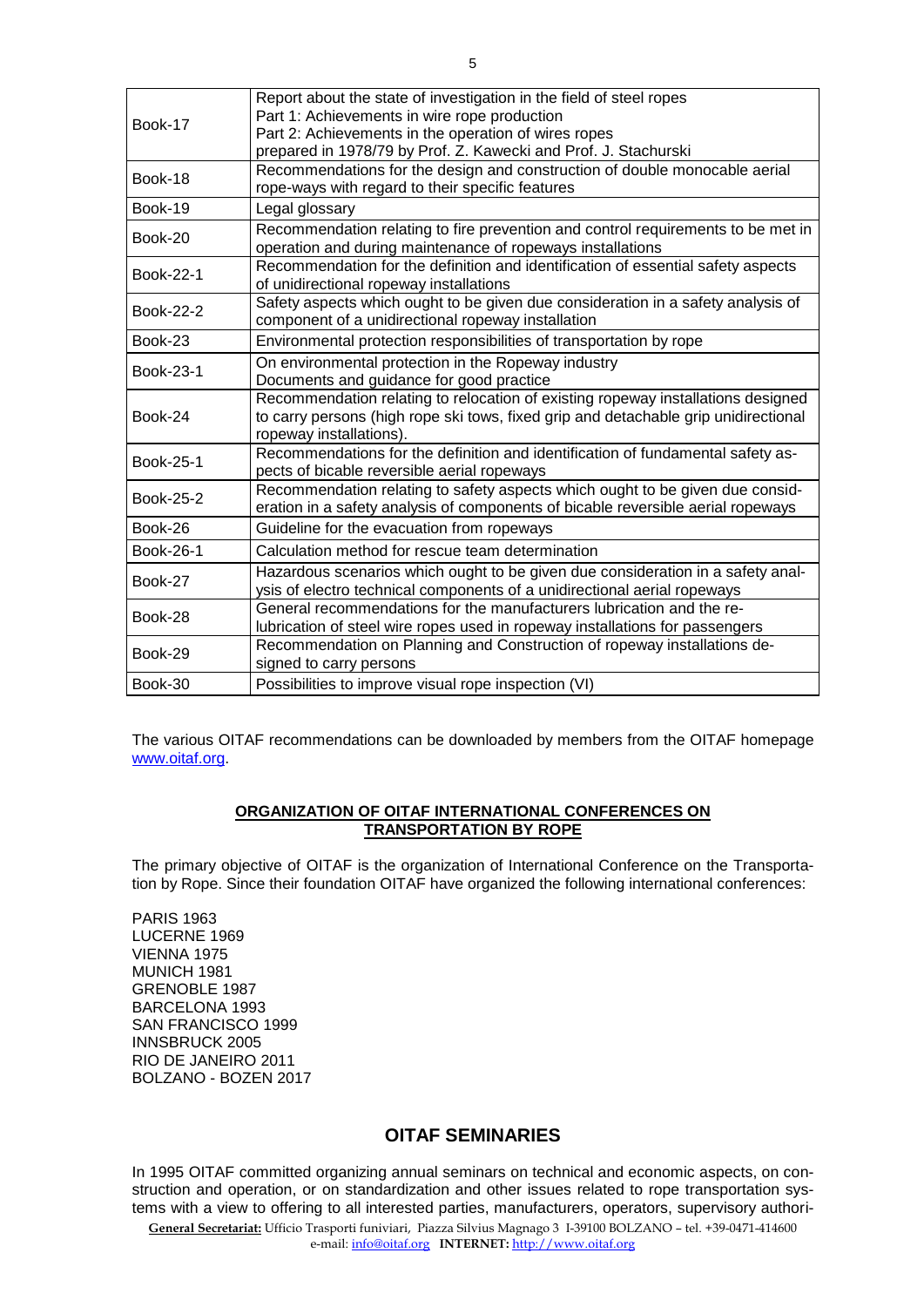| | |
|---|---|
| Book-17 | Report about the state of investigation in the field of steel ropes<br>Part 1: Achievements in wire rope production<br>Part 2: Achievements in the operation of wires ropes<br>prepared in 1978/79 by Prof. Z. Kawecki and Prof. J. Stachurski |
| Book-18 | Recommendations for the design and construction of double monocable aerial rope-ways with regard to their specific features |
| Book-19 | Legal glossary |
| Book-20 | Recommendation relating to fire prevention and control requirements to be met in operation and during maintenance of ropeways installations |
| Book-22-1 | Recommendation for the definition and identification of essential safety aspects of unidirectional ropeway installations |
| Book-22-2 | Safety aspects which ought to be given due consideration in a safety analysis of component of a unidirectional ropeway installation |
| Book-23 | Environmental protection responsibilities of transportation by rope |
| Book-23-1 | On environmental protection in the Ropeway industry<br>Documents and guidance for good practice |
| Book-24 | Recommendation relating to relocation of existing ropeway installations designed to carry persons (high rope ski tows, fixed grip and detachable grip unidirectional ropeway installations). |
| Book-25-1 | Recommendations for the definition and identification of fundamental safety aspects of bicable reversible aerial ropeways |
| Book-25-2 | Recommendation relating to safety aspects which ought to be given due consideration in a safety analysis of components of bicable reversible aerial ropeways |
| Book-26 | Guideline for the evacuation from ropeways |
| Book-26-1 | Calculation method for rescue team determination |
| Book-27 | Hazardous scenarios which ought to be given due consideration in a safety analysis of electro technical components of a unidirectional aerial ropeways |
| Book-28 | General recommendations for the manufacturers lubrication and the re-lubrication of steel wire ropes used in ropeway installations for passengers |
| Book-29 | Recommendation on Planning and Construction of ropeway installations designed to carry persons |
| Book-30 | Possibilities to improve visual rope inspection (VI) |

The various OITAF recommendations can be downloaded by members from the OITAF homepage www.oitaf.org.

## ORGANIZATION OF OITAF INTERNATIONAL CONFERENCES ON TRANSPORTATION BY ROPE

The primary objective of OITAF is the organization of International Conference on the Transportation by Rope. Since their foundation OITAF have organized the following international conferences:

PARIS 1963
LUCERNE 1969
VIENNA 1975
MUNICH 1981
GRENOBLE 1987
BARCELONA 1993
SAN FRANCISCO 1999
INNSBRUCK 2005
RIO DE JANEIRO 2011
BOLZANO - BOZEN 2017

## OITAF SEMINARIES

In 1995 OITAF committed organizing annual seminars on technical and economic aspects, on construction and operation, or on standardization and other issues related to rope transportation systems with a view to offering to all interested parties, manufacturers, operators, supervisory authori-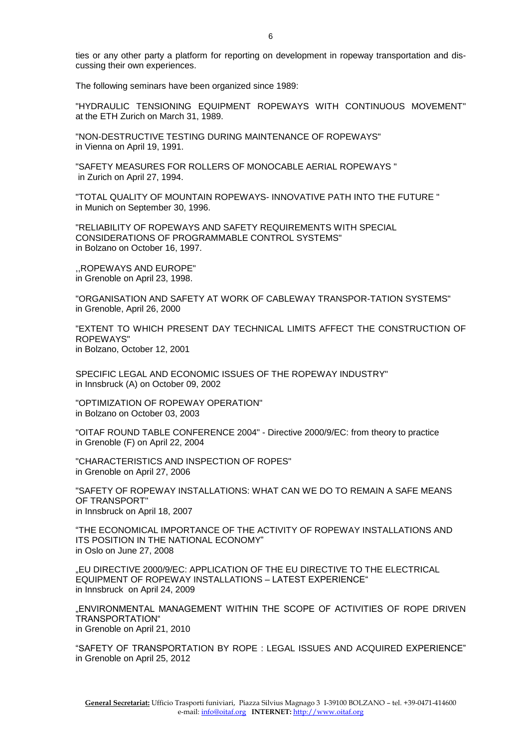ties or any other party a platform for reporting on development in ropeway transportation and discussing their own experiences.

The following seminars have been organized since 1989:

"HYDRAULIC TENSIONING EQUIPMENT ROPEWAYS WITH CONTINUOUS MOVEMENT" at the ETH Zurich on March 31, 1989.

"NON-DESTRUCTIVE TESTING DURING MAINTENANCE OF ROPEWAYS"
in Vienna on April 19, 1991.

"SAFETY MEASURES FOR ROLLERS OF MONOCABLE AERIAL ROPEWAYS "
in Zurich on April 27, 1994.

"TOTAL QUALITY OF MOUNTAIN ROPEWAYS- INNOVATIVE PATH INTO THE FUTURE "
in Munich on September 30, 1996.

"RELIABILITY OF ROPEWAYS AND SAFETY REQUIREMENTS WITH SPECIAL CONSIDERATIONS OF PROGRAMMABLE CONTROL SYSTEMS"
in Bolzano on October 16, 1997.

,,ROPEWAYS AND EUROPE"
in Grenoble on April 23, 1998.

"ORGANISATION AND SAFETY AT WORK OF CABLEWAY TRANSPOR-TATION SYSTEMS"
in Grenoble, April 26, 2000

"EXTENT TO WHICH PRESENT DAY TECHNICAL LIMITS AFFECT THE CONSTRUCTION OF ROPEWAYS"
in Bolzano, October 12, 2001

SPECIFIC LEGAL AND ECONOMIC ISSUES OF THE ROPEWAY INDUSTRY"
in Innsbruck (A) on October 09, 2002

"OPTIMIZATION OF ROPEWAY OPERATION"
in Bolzano on October 03, 2003

"OITAF ROUND TABLE CONFERENCE 2004" - Directive 2000/9/EC: from theory to practice
in Grenoble (F) on April 22, 2004

"CHARACTERISTICS AND INSPECTION OF ROPES"
in Grenoble on April 27, 2006

"SAFETY OF ROPEWAY INSTALLATIONS: WHAT CAN WE DO TO REMAIN A SAFE MEANS OF TRANSPORT"
in Innsbruck on April 18, 2007

“THE ECONOMICAL IMPORTANCE OF THE ACTIVITY OF ROPEWAY INSTALLATIONS AND ITS POSITION IN THE NATIONAL ECONOMY”
in Oslo on June 27, 2008

„EU DIRECTIVE 2000/9/EC: APPLICATION OF THE EU DIRECTIVE TO THE ELECTRICAL EQUIPMENT OF ROPEWAY INSTALLATIONS – LATEST EXPERIENCE“
in Innsbruck on April 24, 2009

„ENVIRONMENTAL MANAGEMENT WITHIN THE SCOPE OF ACTIVITIES OF ROPE DRIVEN TRANSPORTATION“
in Grenoble on April 21, 2010

“SAFETY OF TRANSPORTATION BY ROPE : LEGAL ISSUES AND ACQUIRED EXPERIENCE”
in Grenoble on April 25, 2012

**General Secretariat:** Ufficio Trasporti funiviari, Piazza Silvius Magnago 3 I-39100 BOLZANO – tel. +39-0471-414600
e-mail: info@oitaf.org **INTERNET:** http://www.oitaf.org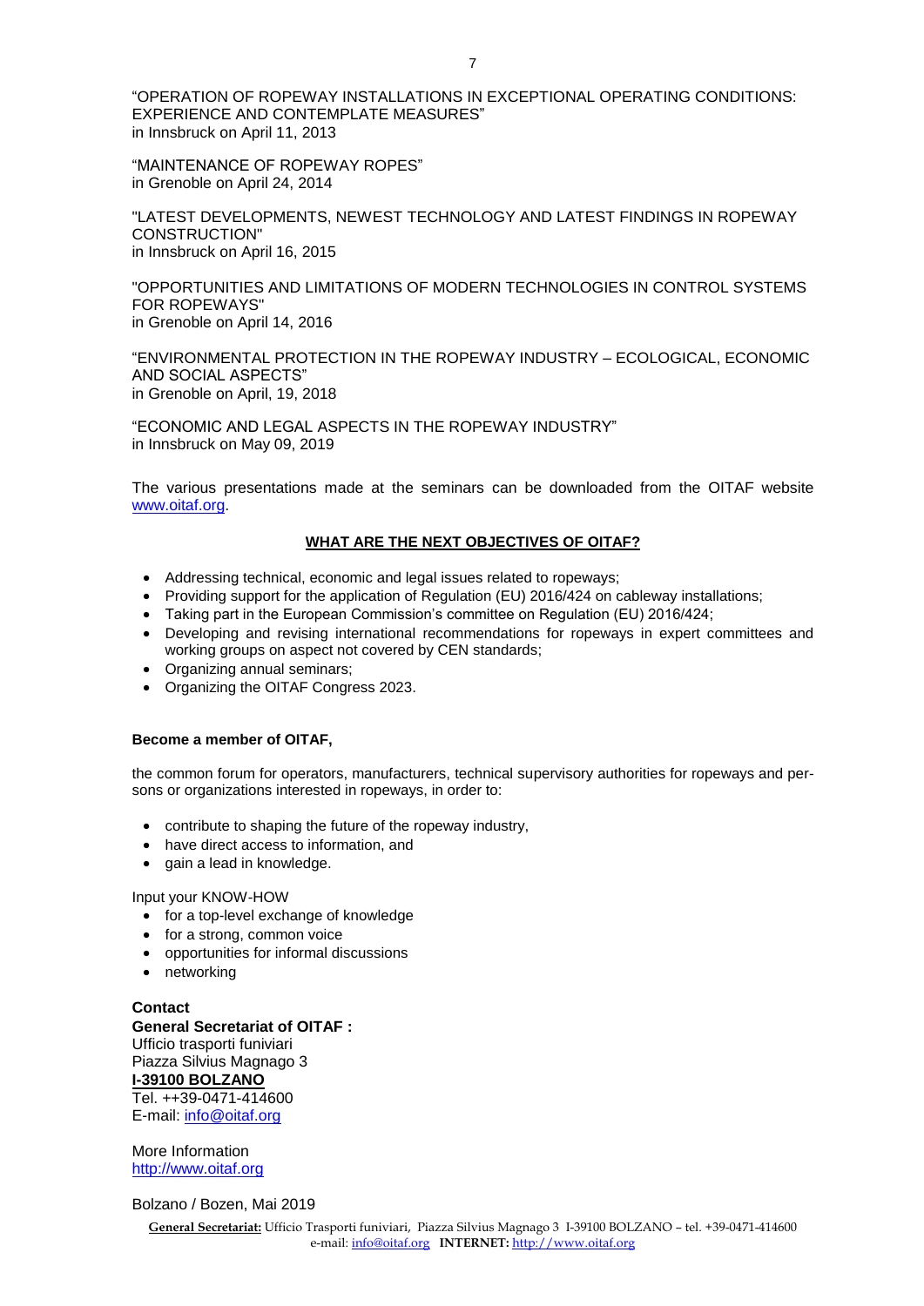"OPERATION OF ROPEWAY INSTALLATIONS IN EXCEPTIONAL OPERATING CONDITIONS: EXPERIENCE AND CONTEMPLATE MEASURES"
in Innsbruck on April 11, 2013

"MAINTENANCE OF ROPEWAY ROPES"
in Grenoble on April 24, 2014

"LATEST DEVELOPMENTS, NEWEST TECHNOLOGY AND LATEST FINDINGS IN ROPEWAY CONSTRUCTION"
in Innsbruck on April 16, 2015

"OPPORTUNITIES AND LIMITATIONS OF MODERN TECHNOLOGIES IN CONTROL SYSTEMS FOR ROPEWAYS"
in Grenoble on April 14, 2016

"ENVIRONMENTAL PROTECTION IN THE ROPEWAY INDUSTRY – ECOLOGICAL, ECONOMIC AND SOCIAL ASPECTS"
in Grenoble on April, 19, 2018

"ECONOMIC AND LEGAL ASPECTS IN THE ROPEWAY INDUSTRY"
in Innsbruck on May 09, 2019

The various presentations made at the seminars can be downloaded from the OITAF website www.oitaf.org.

## WHAT ARE THE NEXT OBJECTIVES OF OITAF?

- Addressing technical, economic and legal issues related to ropeways;
- Providing support for the application of Regulation (EU) 2016/424 on cableway installations;
- Taking part in the European Commission's committee on Regulation (EU) 2016/424;
- Developing and revising international recommendations for ropeways in expert committees and working groups on aspect not covered by CEN standards;
- Organizing annual seminars;
- Organizing the OITAF Congress 2023.

**Become a member of OITAF,**

the common forum for operators, manufacturers, technical supervisory authorities for ropeways and persons or organizations interested in ropeways, in order to:

- contribute to shaping the future of the ropeway industry,
- have direct access to information, and
- gain a lead in knowledge.

Input your KNOW-HOW

- for a top-level exchange of knowledge
- for a strong, common voice
- opportunities for informal discussions
- networking

**Contact**
**General Secretariat of OITAF :**
Ufficio trasporti funiviari
Piazza Silvius Magnago 3
**I-39100 BOLZANO**
Tel. ++39-0471-414600
E-mail: info@oitaf.org

More Information
http://www.oitaf.org

Bolzano / Bozen, Mai 2019